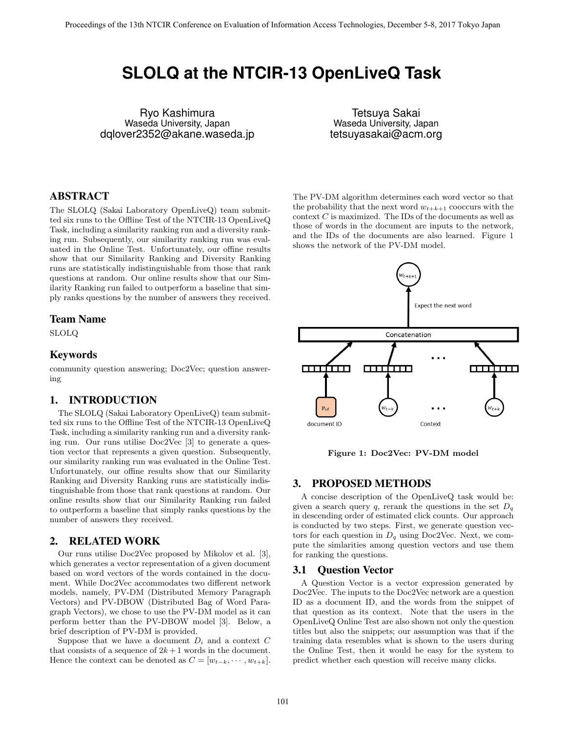# SLOLQ at the NTCIR-13 OpenLiveQ Task

Ryo Kashimura
Waseda University, Japan
dqlover2352@akane.waseda.jp

Tetsuya Sakai
Waseda University, Japan
tetsuyasakai@acm.org

## ABSTRACT

The SLOLQ (Sakai Laboratory OpenLiveQ) team submitted six runs to the Offline Test of the NTCIR-13 OpenLiveQ Task, including a similarity ranking run and a diversity ranking run. Subsequently, our similarity ranking run was evaluated in the Online Test. Unfortunately, our offline results show that our Similarity Ranking and Diversity Ranking runs are statistically indistinguishable from those that rank questions at random. Our online results show that our Similarity Ranking run failed to outperform a baseline that simply ranks questions by the number of answers they received.

## Team Name

SLOLQ

## Keywords

community question answering; Doc2Vec; question answering

## 1. INTRODUCTION

The SLOLQ (Sakai Laboratory OpenLiveQ) team submitted six runs to the Offline Test of the NTCIR-13 OpenLiveQ Task, including a similarity ranking run and a diversity ranking run. Our runs utilise Doc2Vec [3] to generate a question vector that represents a given question. Subsequently, our similarity ranking run was evaluated in the Online Test. Unfortunately, our offline results show that our Similarity Ranking and Diversity Ranking runs are statistically indistinguishable from those that rank questions at random. Our online results show that our Similarity Ranking run failed to outperform a baseline that simply ranks questions by the number of answers they received.

## 2. RELATED WORK

Our runs utilise Doc2Vec proposed by Mikolov et al. [3], which generates a vector representation of a given document based on word vectors of the words contained in the document. While Doc2Vec accommodates two different network models, namely, PV-DM (Distributed Memory Paragraph Vectors) and PV-DBOW (Distributed Bag of Word Paragraph Vectors), we chose to use the PV-DM model as it can perform better than the PV-DBOW model [3]. Below, a brief description of PV-DM is provided.

Suppose that we have a document $D_i$ and a context $C$ that consists of a sequence of $2k+1$ words in the document. Hence the context can be denoted as $C = [w_{t-k}, \cdots, w_{t+k}]$. The PV-DM algorithm determines each word vector so that the probability that the next word $w_{t+k+1}$ cooccurs with the context $C$ is maximized. The IDs of the documents as well as those of words in the document are inputs to the network, and the IDs of the documents are also learned. Figure 1 shows the network of the PV-DM model.

**Figure 1: Doc2Vec: PV-DM model**

## 3. PROPOSED METHODS

A concise description of the OpenLiveQ task would be: given a search query $q$, rerank the questions in the set $D_q$ in descending order of estimated click counts. Our approach is conducted by two steps. First, we generate question vectors for each question in $D_q$ using Doc2Vec. Next, we compute the simlarities among question vectors and use them for ranking the questions.

### 3.1 Question Vector

A Question Vector is a vector expression generated by Doc2Vec. The inputs to the Doc2Vec network are a question ID as a document ID, and the words from the snippet of that question as its context. Note that the users in the OpenLiveQ Online Test are also shown not only the question titles but also the snippets; our assumption was that if the training data resembles what is shown to the users during the Online Test, then it would be easy for the system to predict whether each question will receive many clicks.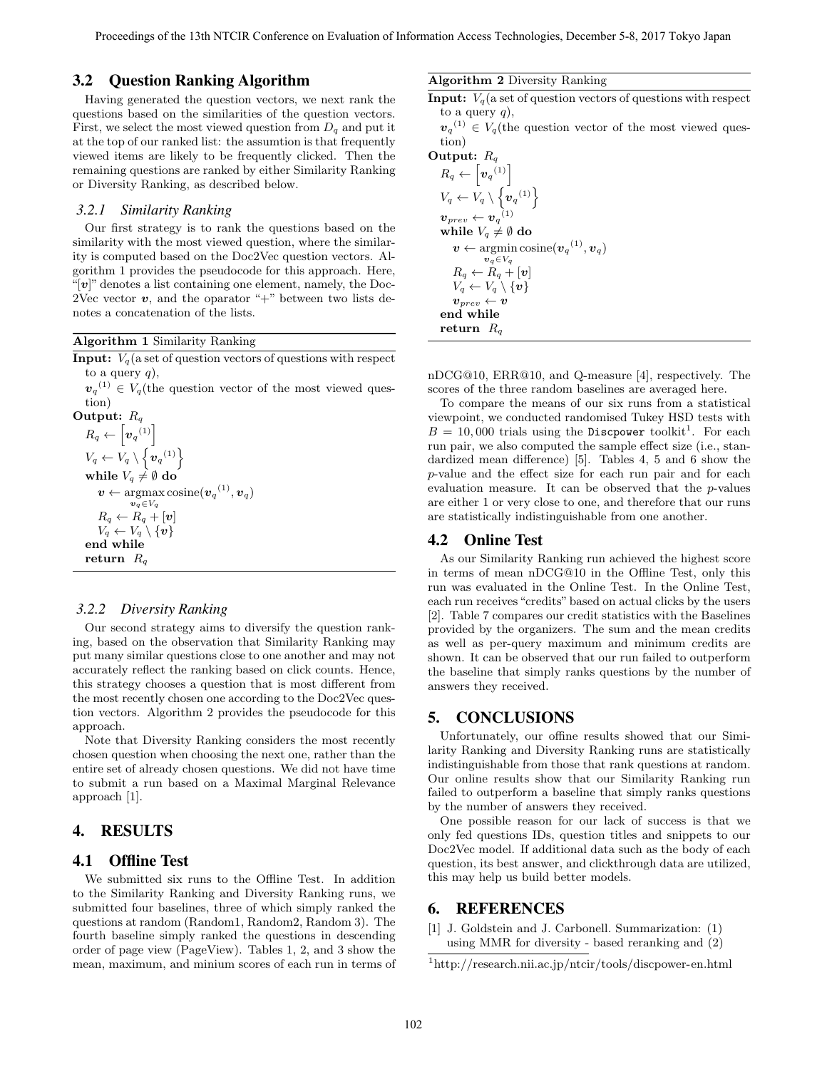## 3.2 Question Ranking Algorithm

Having generated the question vectors, we next rank the questions based on the similarities of the question vectors. First, we select the most viewed question from $D_q$ and put it at the top of our ranked list: the assumtion is that frequently viewed items are likely to be frequently clicked. Then the remaining questions are ranked by either Similarity Ranking or Diversity Ranking, as described below.

### 3.2.1 Similarity Ranking

Our first strategy is to rank the questions based on the similarity with the most viewed question, where the similarity is computed based on the Doc2Vec question vectors. Algorithm 1 provides the pseudocode for this approach. Here, "$[\boldsymbol{v}]$" denotes a list containing one element, namely, the Doc2Vec vector $\boldsymbol{v}$, and the oparator "+" between two lists denotes a concatenation of the lists.

**Algorithm 1** Similarity Ranking

**Input:** $V_q$(a set of question vectors of questions with respect to a query $q$),
$\boldsymbol{v}_q{}^{(1)} \in V_q$(the question vector of the most viewed question)
**Output:** $R_q$

$R_q \leftarrow \left[\boldsymbol{v}_q{}^{(1)}\right]$
$V_q \leftarrow V_q \setminus \left\{\boldsymbol{v}_q{}^{(1)}\right\}$
**while** $V_q \neq \emptyset$ **do**
  $\boldsymbol{v} \leftarrow \underset{\boldsymbol{v}_q \in V_q}{\operatorname{argmax}} \operatorname{cosine}(\boldsymbol{v}_q{}^{(1)}, \boldsymbol{v}_q)$
  $R_q \leftarrow R_q + [\boldsymbol{v}]$
  $V_q \leftarrow V_q \setminus \{\boldsymbol{v}\}$
**end while**
**return** $R_q$

### 3.2.2 Diversity Ranking

Our second strategy aims to diversify the question ranking, based on the observation that Similarity Ranking may put many similar questions close to one another and may not accurately reflect the ranking based on click counts. Hence, this strategy chooses a question that is most different from the most recently chosen one according to the Doc2Vec question vectors. Algorithm 2 provides the pseudocode for this approach.

Note that Diversity Ranking considers the most recently chosen question when choosing the next one, rather than the entire set of already chosen questions. We did not have time to submit a run based on a Maximal Marginal Relevance approach [1].

**Algorithm 2** Diversity Ranking

**Input:** $V_q$(a set of question vectors of questions with respect to a query $q$),
$\boldsymbol{v}_q{}^{(1)} \in V_q$(the question vector of the most viewed question)
**Output:** $R_q$

$R_q \leftarrow \left[\boldsymbol{v}_q{}^{(1)}\right]$
$V_q \leftarrow V_q \setminus \left\{\boldsymbol{v}_q{}^{(1)}\right\}$
$\boldsymbol{v}_{prev} \leftarrow \boldsymbol{v}_q{}^{(1)}$
**while** $V_q \neq \emptyset$ **do**
  $\boldsymbol{v} \leftarrow \underset{\boldsymbol{v}_q \in V_q}{\operatorname{argmin}} \operatorname{cosine}(\boldsymbol{v}_q{}^{(1)}, \boldsymbol{v}_q)$
  $R_q \leftarrow R_q + [\boldsymbol{v}]$
  $V_q \leftarrow V_q \setminus \{\boldsymbol{v}\}$
  $\boldsymbol{v}_{prev} \leftarrow \boldsymbol{v}$
**end while**
**return** $R_q$

## 4. RESULTS

## 4.1 Offline Test

We submitted six runs to the Offline Test. In addition to the Similarity Ranking and Diversity Ranking runs, we submitted four baselines, three of which simply ranked the questions at random (Random1, Random2, Random 3). The fourth baseline simply ranked the questions in descending order of page view (PageView). Tables 1, 2, and 3 show the mean, maximum, and minium scores of each run in terms of nDCG@10, ERR@10, and Q-measure [4], respectively. The scores of the three random baselines are averaged here.

To compare the means of our six runs from a statistical viewpoint, we conducted randomised Tukey HSD tests with $B = 10,000$ trials using the `Discpower` toolkit[1]. For each run pair, we also computed the sample effect size (i.e., standardized mean difference) [5]. Tables 4, 5 and 6 show the $p$-value and the effect size for each run pair and for each evaluation measure. It can be observed that the $p$-values are either 1 or very close to one, and therefore that our runs are statistically indistinguishable from one another.

## 4.2 Online Test

As our Similarity Ranking run achieved the highest score in terms of mean nDCG@10 in the Offline Test, only this run was evaluated in the Online Test. In the Online Test, each run receives "credits" based on actual clicks by the users [2]. Table 7 compares our credit statistics with the Baselines provided by the organizers. The sum and the mean credits as well as per-query maximum and minimum credits are shown. It can be observed that our run failed to outperform the baseline that simply ranks questions by the number of answers they received.

## 5. CONCLUSIONS

Unfortunately, our offine results showed that our Similarity Ranking and Diversity Ranking runs are statistically indistinguishable from those that rank questions at random. Our online results show that our Similarity Ranking run failed to outperform a baseline that simply ranks questions by the number of answers they received.

One possible reason for our lack of success is that we only fed questions IDs, question titles and snippets to our Doc2Vec model. If additional data such as the body of each question, its best answer, and clickthrough data are utilized, this may help us build better models.

## 6. REFERENCES

[1] J. Goldstein and J. Carbonell. Summarization: (1) using MMR for diversity - based reranking and (2)

[1] http://research.nii.ac.jp/ntcir/tools/discpower-en.html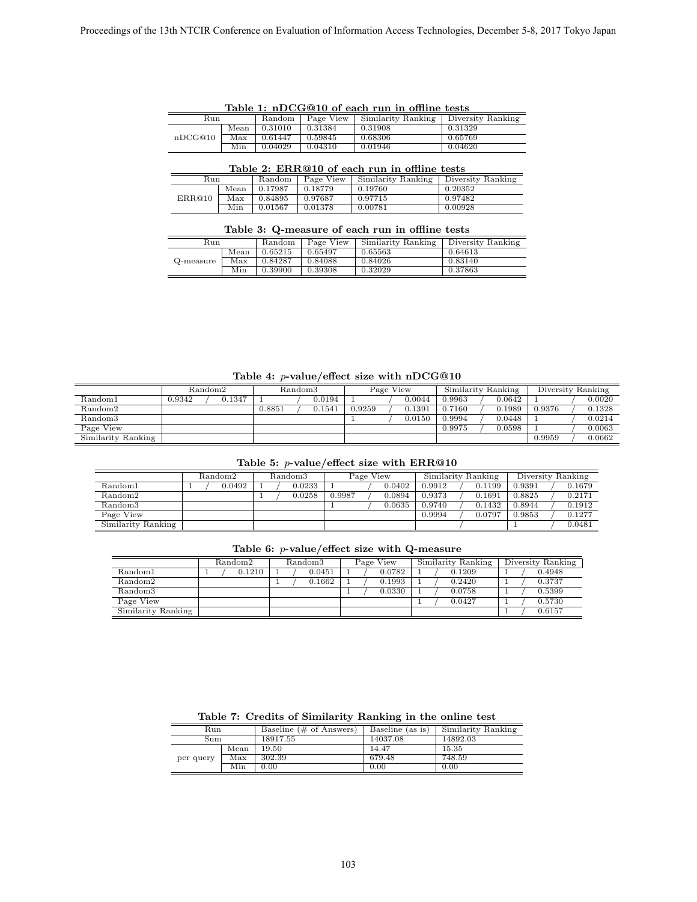**Table 1: nDCG@10 of each run in offline tests**

| Run | | Random | Page View | Similarity Ranking | Diversity Ranking |
|---|---|---|---|---|---|
| nDCG@10 | Mean | 0.31010 | 0.31384 | 0.31908 | 0.31329 |
| | Max | 0.61447 | 0.59845 | 0.68306 | 0.65769 |
| | Min | 0.04029 | 0.04310 | 0.01946 | 0.04620 |

**Table 2: ERR@10 of each run in offline tests**

| Run | | Random | Page View | Similarity Ranking | Diversity Ranking |
|---|---|---|---|---|---|
| ERR@10 | Mean | 0.17987 | 0.18779 | 0.19760 | 0.20352 |
| | Max | 0.84895 | 0.97687 | 0.97715 | 0.97482 |
| | Min | 0.01567 | 0.01378 | 0.00781 | 0.00928 |

**Table 3: Q-measure of each run in offline tests**

| Run | | Random | Page View | Similarity Ranking | Diversity Ranking |
|---|---|---|---|---|---|
| Q-measure | Mean | 0.65215 | 0.65497 | 0.65563 | 0.64613 |
| | Max | 0.84287 | 0.84088 | 0.84026 | 0.83140 |
| | Min | 0.39900 | 0.39308 | 0.32029 | 0.37863 |

**Table 4: $p$-value/effect size with nDCG@10**

| | Random2 | Random3 | Page View | Similarity Ranking | Diversity Ranking |
|---|---|---|---|---|---|
| Random1 | 0.9342 / 0.1347 | 1 / 0.0194 | 1 / 0.0044 | 0.9963 / 0.0642 | 1 / 0.0020 |
| Random2 | | 0.8851 / 0.1541 | 0.9259 / 0.1391 | 0.7160 / 0.1989 | 0.9376 / 0.1328 |
| Random3 | | | 1 / 0.0150 | 0.9994 / 0.0448 | 1 / 0.0214 |
| Page View | | | | 0.9975 / 0.0598 | 1 / 0.0063 |
| Similarity Ranking | | | | | 0.9959 / 0.0662 |

**Table 5: $p$-value/effect size with ERR@10**

| | Random2 | Random3 | Page View | Similarity Ranking | Diversity Ranking |
|---|---|---|---|---|---|
| Random1 | 1 / 0.0492 | 1 / 0.0233 | 1 / 0.0402 | 0.9912 / 0.1199 | 0.9391 / 0.1679 |
| Random2 | | 1 / 0.0258 | 0.9987 / 0.0894 | 0.9373 / 0.1691 | 0.8825 / 0.2171 |
| Random3 | | | 1 / 0.0635 | 0.9740 / 0.1432 | 0.8944 / 0.1912 |
| Page View | | | | 0.9994 / 0.0797 | 0.9853 / 0.1277 |
| Similarity Ranking | | | | / | 1 / 0.0481 |

**Table 6: $p$-value/effect size with Q-measure**

| | Random2 | Random3 | Page View | Similarity Ranking | Diversity Ranking |
|---|---|---|---|---|---|
| Random1 | 1 / 0.1210 | 1 / 0.0451 | 1 / 0.0782 | 1 / 0.1209 | 1 / 0.4948 |
| Random2 | | 1 / 0.1662 | 1 / 0.1993 | 1 / 0.2420 | 1 / 0.3737 |
| Random3 | | | 1 / 0.0330 | 1 / 0.0758 | 1 / 0.5399 |
| Page View | | | | 1 / 0.0427 | 1 / 0.5730 |
| Similarity Ranking | | | | | 1 / 0.6157 |

**Table 7: Credits of Similarity Ranking in the online test**

| Run | | Baseline (# of Answers) | Baseline (as is) | Similarity Ranking |
|---|---|---|---|---|
| Sum | | 18917.55 | 14037.08 | 14892.03 |
| per query | Mean | 19.50 | 14.47 | 15.35 |
| | Max | 302.39 | 679.48 | 748.59 |
| | Min | 0.00 | 0.00 | 0.00 |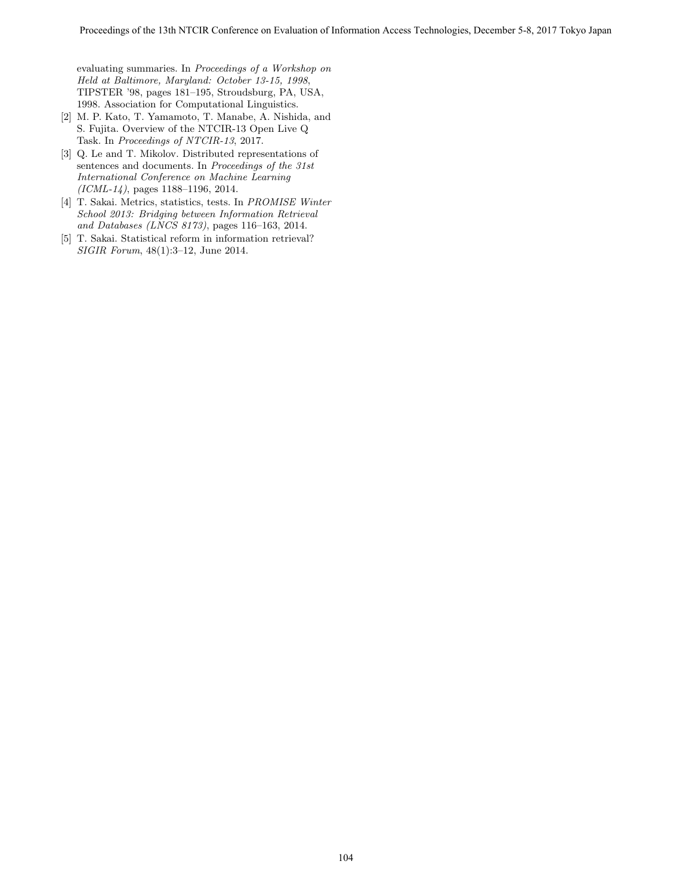evaluating summaries. In *Proceedings of a Workshop on Held at Baltimore, Maryland: October 13-15, 1998*, TIPSTER '98, pages 181–195, Stroudsburg, PA, USA, 1998. Association for Computational Linguistics.

[2] M. P. Kato, T. Yamamoto, T. Manabe, A. Nishida, and S. Fujita. Overview of the NTCIR-13 Open Live Q Task. In *Proceedings of NTCIR-13*, 2017.

[3] Q. Le and T. Mikolov. Distributed representations of sentences and documents. In *Proceedings of the 31st International Conference on Machine Learning (ICML-14)*, pages 1188–1196, 2014.

[4] T. Sakai. Metrics, statistics, tests. In *PROMISE Winter School 2013: Bridging between Information Retrieval and Databases (LNCS 8173)*, pages 116–163, 2014.

[5] T. Sakai. Statistical reform in information retrieval? *SIGIR Forum*, 48(1):3–12, June 2014.